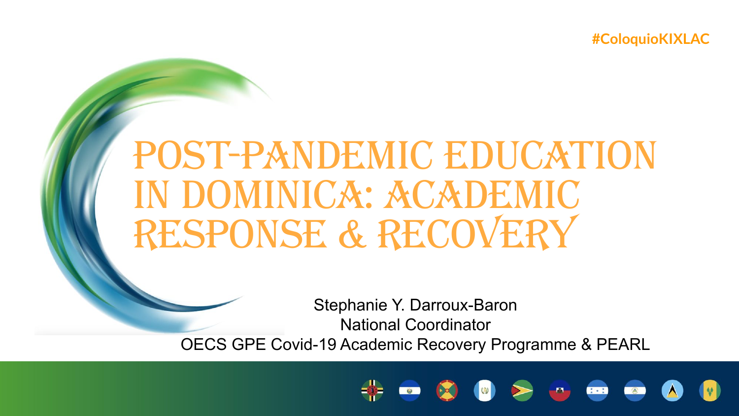#ColoquioKIXLAC

# POST-PANDEMIC EDUCATION IN DOMINICA: ACADEMIC RESPONSE & RECOVERY

Stephanie Y. Darroux-Baron

National Coordinator

OECS GPE Covid-19 Academic Recovery Programme & PEARL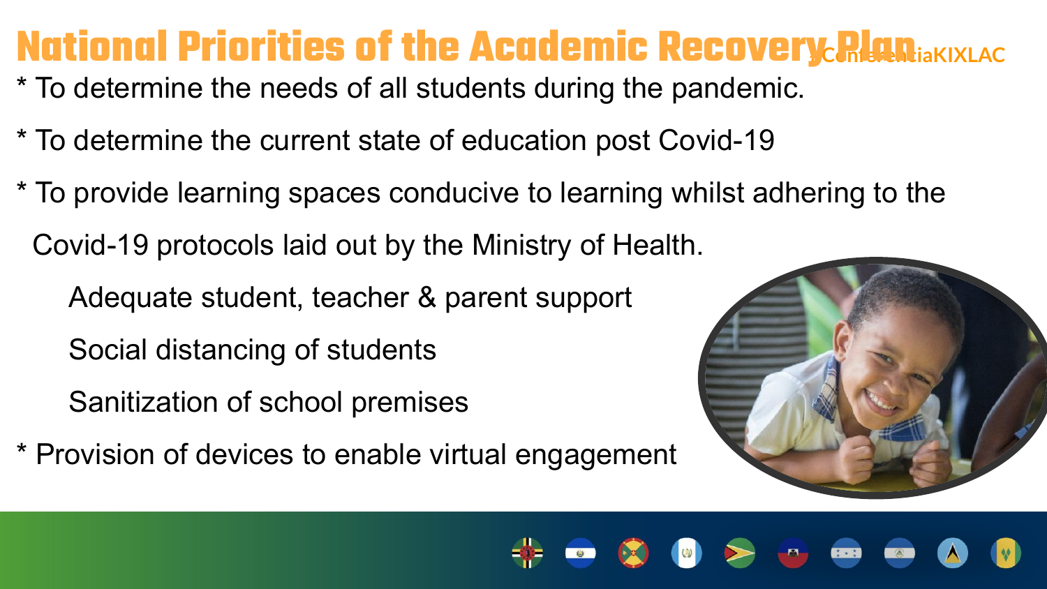# National Priorities of the Academic Recovery Plan

* To determine the needs of all students during the pandemic.

* To determine the current state of education post Covid-19

* To provide learning spaces conducive to learning whilst adhering to the Covid-19 protocols laid out by the Ministry of Health.

  Adequate student, teacher & parent support

  Social distancing of students

  Sanitization of school premises

* Provision of devices to enable virtual engagement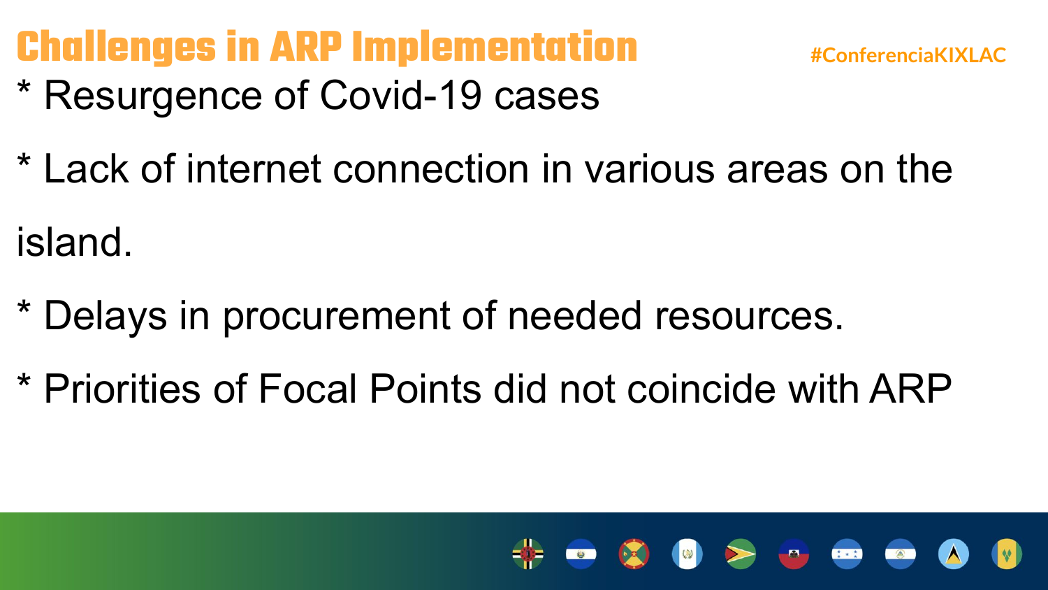# Challenges in ARP Implementation

#ConferenciaKIXLAC

* Resurgence of Covid-19 cases

* Lack of internet connection in various areas on the island.

* Delays in procurement of needed resources.

* Priorities of Focal Points did not coincide with ARP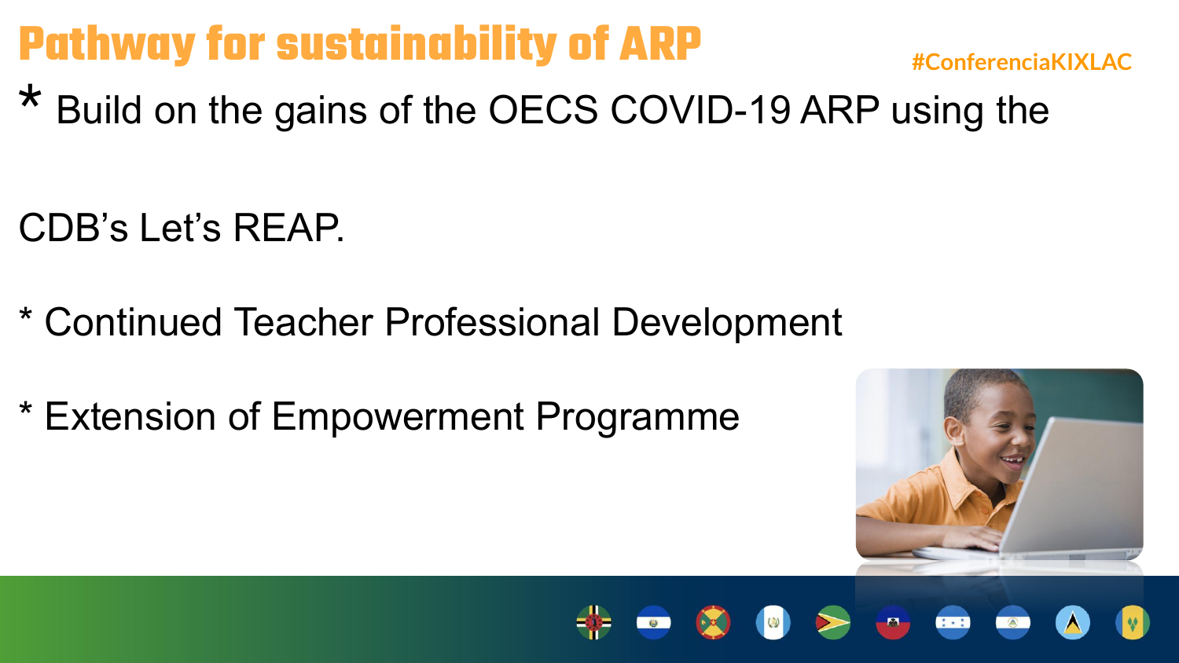# Pathway for sustainability of ARP

#ConferenciaKIXLAC

* Build on the gains of the OECS COVID-19 ARP using the CDB's Let's REAP.

* Continued Teacher Professional Development

* Extension of Empowerment Programme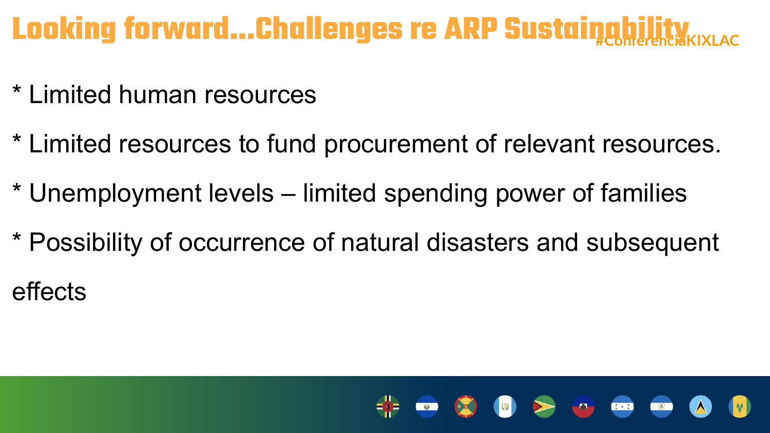# Looking forward...Challenges re ARP Sustainability

#ConferenciaKIXLAC

* Limited human resources

* Limited resources to fund procurement of relevant resources.

* Unemployment levels – limited spending power of families

* Possibility of occurrence of natural disasters and subsequent effects